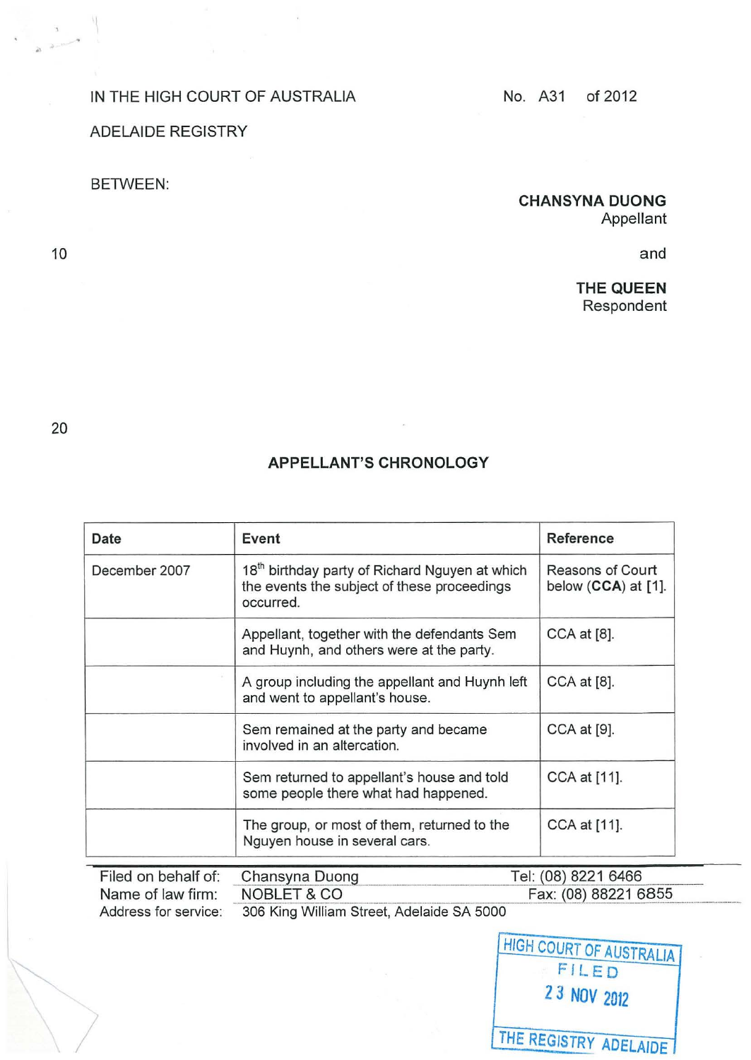IN THE HIGH COURT OF AUSTRALIA

No. A31 of 2012

ADELAIDE REGISTRY

BETWEEN:

**CHANSYNA DUONG**
Appellant

and

**THE QUEEN**
Respondent

## APPELLANT'S CHRONOLOGY

| Date | Event | Reference |
|---|---|---|
| December 2007 | 18th birthday party of Richard Nguyen at which the events the subject of these proceedings occurred. | Reasons of Court below (**CCA**) at [1]. |
| | Appellant, together with the defendants Sem and Huynh, and others were at the party. | CCA at [8]. |
| | A group including the appellant and Huynh left and went to appellant's house. | CCA at [8]. |
| | Sem remained at the party and became involved in an altercation. | CCA at [9]. |
| | Sem returned to appellant's house and told some people there what had happened. | CCA at [11]. |
| | The group, or most of them, returned to the Nguyen house in several cars. | CCA at [11]. |

Filed on behalf of: Chansyna Duong
Name of law firm: NOBLET & CO
Address for service: 306 King William Street, Adelaide SA 5000
Tel: (08) 8221 6466
Fax: (08) 88221 6855

HIGH COURT OF AUSTRALIA
FILED
23 NOV 2012
THE REGISTRY ADELAIDE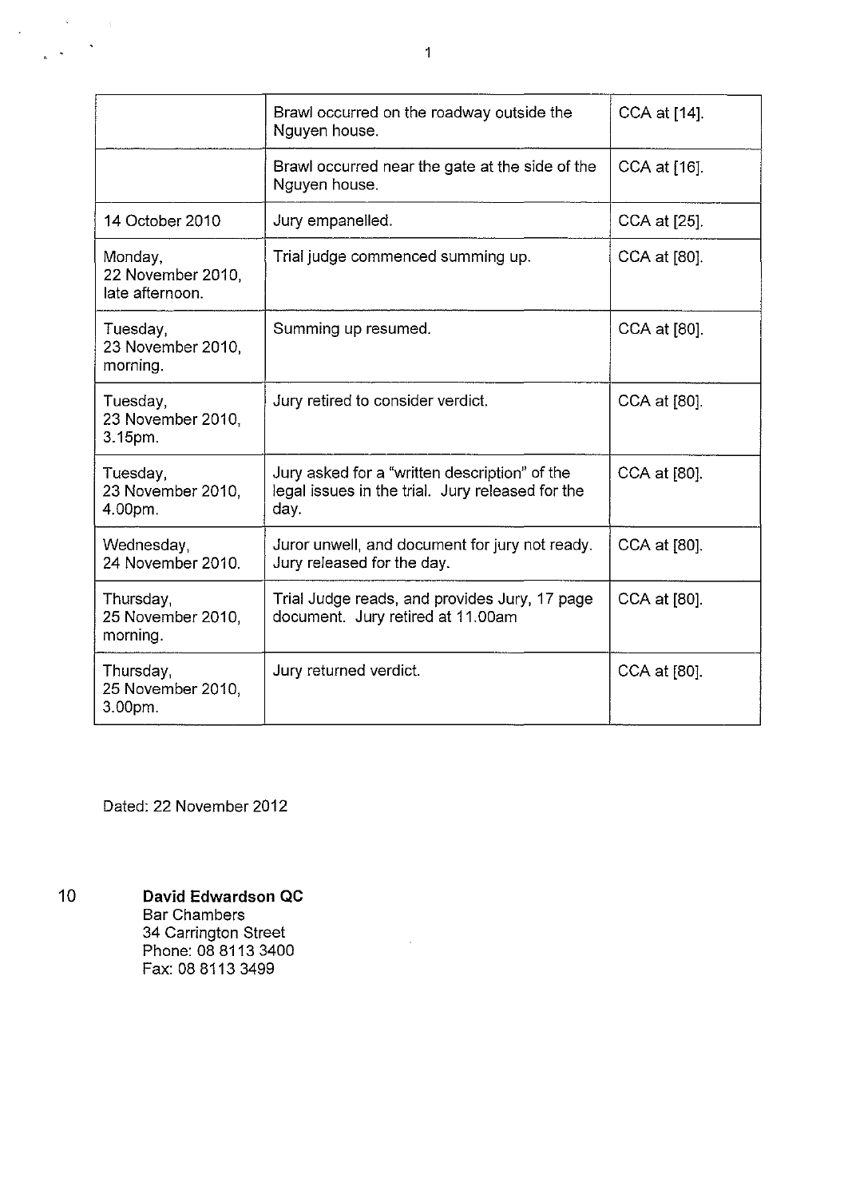| | | |
|---|---|---|
| | Brawl occurred on the roadway outside the Nguyen house. | CCA at [14]. |
| | Brawl occurred near the gate at the side of the Nguyen house. | CCA at [16]. |
| 14 October 2010 | Jury empanelled. | CCA at [25]. |
| Monday, 22 November 2010, late afternoon. | Trial judge commenced summing up. | CCA at [80]. |
| Tuesday, 23 November 2010, morning. | Summing up resumed. | CCA at [80]. |
| Tuesday, 23 November 2010, 3.15pm. | Jury retired to consider verdict. | CCA at [80]. |
| Tuesday, 23 November 2010, 4.00pm. | Jury asked for a "written description" of the legal issues in the trial. Jury released for the day. | CCA at [80]. |
| Wednesday, 24 November 2010. | Juror unwell, and document for jury not ready. Jury released for the day. | CCA at [80]. |
| Thursday, 25 November 2010, morning. | Trial Judge reads, and provides Jury, 17 page document. Jury retired at 11.00am | CCA at [80]. |
| Thursday, 25 November 2010, 3.00pm. | Jury returned verdict. | CCA at [80]. |

Dated: 22 November 2012

**David Edwardson QC**
Bar Chambers
34 Carrington Street
Phone: 08 8113 3400
Fax: 08 8113 3499